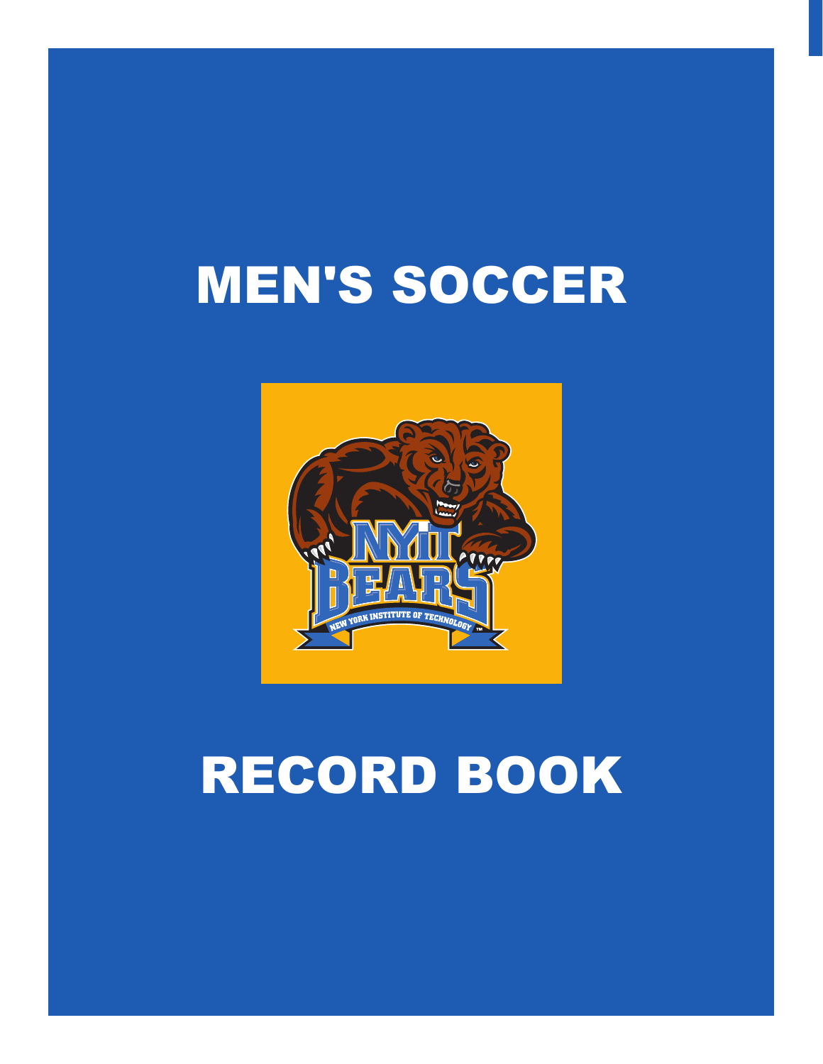# MEN'S SOCCER

# RECORD BOOK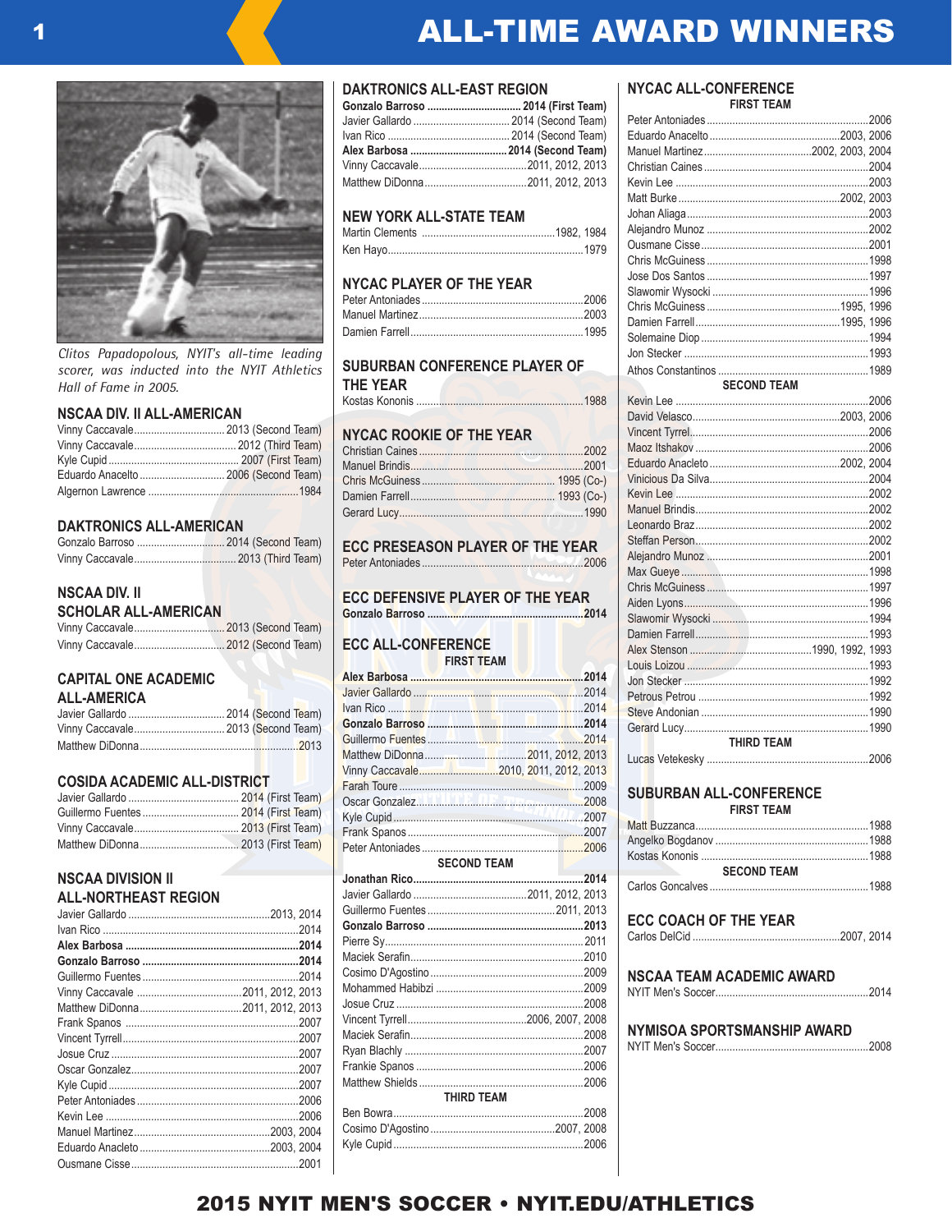# ALL-TIME AWARD WINNERS

*Clitos Papadopolous, NYIT's all-time leading scorer, was inducted into the NYIT Athletics Hall of Fame in 2005.*

## NSCAA DIV. II ALL-AMERICAN

Vinny Caccavale ................ 2013 (Second Team)
Vinny Caccavale ................ 2012 (Third Team)
Kyle Cupid ................ 2007 (First Team)
Eduardo Anacelto ................ 2006 (Second Team)
Algernon Lawrence ................ 1984

## DAKTRONICS ALL-AMERICAN

Gonzalo Barroso ................ 2014 (Second Team)
Vinny Caccavale ................ 2013 (Third Team)

## NSCAA DIV. II SCHOLAR ALL-AMERICAN

Vinny Caccavale ................ 2013 (Second Team)
Vinny Caccavale ................ 2012 (Second Team)

## CAPITAL ONE ACADEMIC ALL-AMERICA

Javier Gallardo ................ 2014 (Second Team)
Vinny Caccavale ................ 2013 (Second Team)
Matthew DiDonna ................ 2013

## COSIDA ACADEMIC ALL-DISTRICT

Javier Gallardo ................ 2014 (First Team)
Guillermo Fuentes ................ 2014 (First Team)
Vinny Caccavale ................ 2013 (First Team)
Matthew DiDonna ................ 2013 (First Team)

## NSCAA DIVISION II ALL-NORTHEAST REGION

Javier Gallardo ................ 2013, 2014
Ivan Rico ................ 2014
**Alex Barbosa ................ 2014**
**Gonzalo Barroso ................ 2014**
Guillermo Fuentes ................ 2014
Vinny Caccavale ................ 2011, 2012, 2013
Matthew DiDonna ................ 2011, 2012, 2013
Frank Spanos ................ 2007
Vincent Tyrrell ................ 2007
Josue Cruz ................ 2007
Oscar Gonzalez ................ 2007
Kyle Cupid ................ 2007
Peter Antoniades ................ 2006
Kevin Lee ................ 2006
Manuel Martinez ................ 2003, 2004
Eduardo Anacleto ................ 2003, 2004
Ousmane Cisse ................ 2001

## DAKTRONICS ALL-EAST REGION

**Gonzalo Barroso ................ 2014 (First Team)**
Javier Gallardo ................ 2014 (Second Team)
Ivan Rico ................ 2014 (Second Team)
**Alex Barbosa ................ 2014 (Second Team)**
Vinny Caccavale ................ 2011, 2012, 2013
Matthew DiDonna ................ 2011, 2012, 2013

## NEW YORK ALL-STATE TEAM

Martin Clements ................ 1982, 1984
Ken Hayo ................ 1979

## NYCAC PLAYER OF THE YEAR

Peter Antoniades ................ 2006
Manuel Martinez ................ 2003
Damien Farrell ................ 1995

## SUBURBAN CONFERENCE PLAYER OF THE YEAR

Kostas Kononis ................ 1988

## NYCAC ROOKIE OF THE YEAR

Christian Caines ................ 2002
Manuel Brindis ................ 2001
Chris McGuiness ................ 1995 (Co-)
Damien Farrell ................ 1993 (Co-)
Gerard Lucy ................ 1990

## ECC PRESEASON PLAYER OF THE YEAR

Peter Antoniades ................ 2006

## ECC DEFENSIVE PLAYER OF THE YEAR

**Gonzalo Barroso ................ 2014**

## ECC ALL-CONFERENCE

### FIRST TEAM

**Alex Barbosa ................ 2014**
Javier Gallardo ................ 2014
Ivan Rico ................ 2014
**Gonzalo Barroso ................ 2014**
Guillermo Fuentes ................ 2014
Matthew DiDonna ................ 2011, 2012, 2013
Vinny Caccavale ................ 2010, 2011, 2012, 2013
Farah Toure ................ 2009
Oscar Gonzalez ................ 2008
Kyle Cupid ................ 2007
Frank Spanos ................ 2007
Peter Antoniades ................ 2006

### SECOND TEAM

**Jonathan Rico ................ 2014**
Javier Gallardo ................ 2011, 2012, 2013
Guillermo Fuentes ................ 2011, 2013
**Gonzalo Barroso ................ 2013**
Pierre Sy ................ 2011
Maciek Serafin ................ 2010
Cosimo D'Agostino ................ 2009
Mohammed Habibzi ................ 2009
Josue Cruz ................ 2008
Vincent Tyrrell ................ 2006, 2007, 2008
Maciek Serafin ................ 2008
Ryan Blachly ................ 2007
Frankie Spanos ................ 2006
Matthew Shields ................ 2006

### THIRD TEAM

Ben Bowra ................ 2008
Cosimo D'Agostino ................ 2007, 2008
Kyle Cupid ................ 2006

## NYCAC ALL-CONFERENCE

### FIRST TEAM

Peter Antoniades ................ 2006
Eduardo Anacelto ................ 2003, 2006
Manuel Martinez ................ 2002, 2003, 2004
Christian Caines ................ 2004
Kevin Lee ................ 2003
Matt Burke ................ 2002, 2003
Johan Aliaga ................ 2003
Alejandro Munoz ................ 2002
Ousmane Cisse ................ 2001
Chris McGuiness ................ 1998
Jose Dos Santos ................ 1997
Slawomir Wysocki ................ 1996
Chris McGuiness ................ 1995, 1996
Damien Farrell ................ 1995, 1996
Solemaine Diop ................ 1994
Jon Stecker ................ 1993
Athos Constantinos ................ 1989

### SECOND TEAM

Kevin Lee ................ 2006
David Velasco ................ 2003, 2006
Vincent Tyrrel ................ 2006
Maoz Itshakov ................ 2006
Eduardo Anacleto ................ 2002, 2004
Vinicious Da Silva ................ 2004
Kevin Lee ................ 2002
Manuel Brindis ................ 2002
Leonardo Braz ................ 2002
Steffan Person ................ 2002
Alejandro Munoz ................ 2001
Max Gueye ................ 1998
Chris McGuiness ................ 1997
Aiden Lyons ................ 1996
Slawomir Wysocki ................ 1994
Damien Farrell ................ 1993
Alex Stenson ................ 1990, 1992, 1993
Louis Loizou ................ 1993
Jon Stecker ................ 1992
Petrous Petrou ................ 1992
Steve Andonian ................ 1990
Gerard Lucy ................ 1990

### THIRD TEAM

Lucas Vetekesky ................ 2006

## SUBURBAN ALL-CONFERENCE

### FIRST TEAM

Matt Buzzanca ................ 1988
Angelko Bogdanov ................ 1988
Kostas Kononis ................ 1988

### SECOND TEAM

Carlos Goncalves ................ 1988

## ECC COACH OF THE YEAR

Carlos DelCid ................ 2007, 2014

## NSCAA TEAM ACADEMIC AWARD

NYIT Men's Soccer ................ 2014

## NYMISOA SPORTSMANSHIP AWARD

NYIT Men's Soccer ................ 2008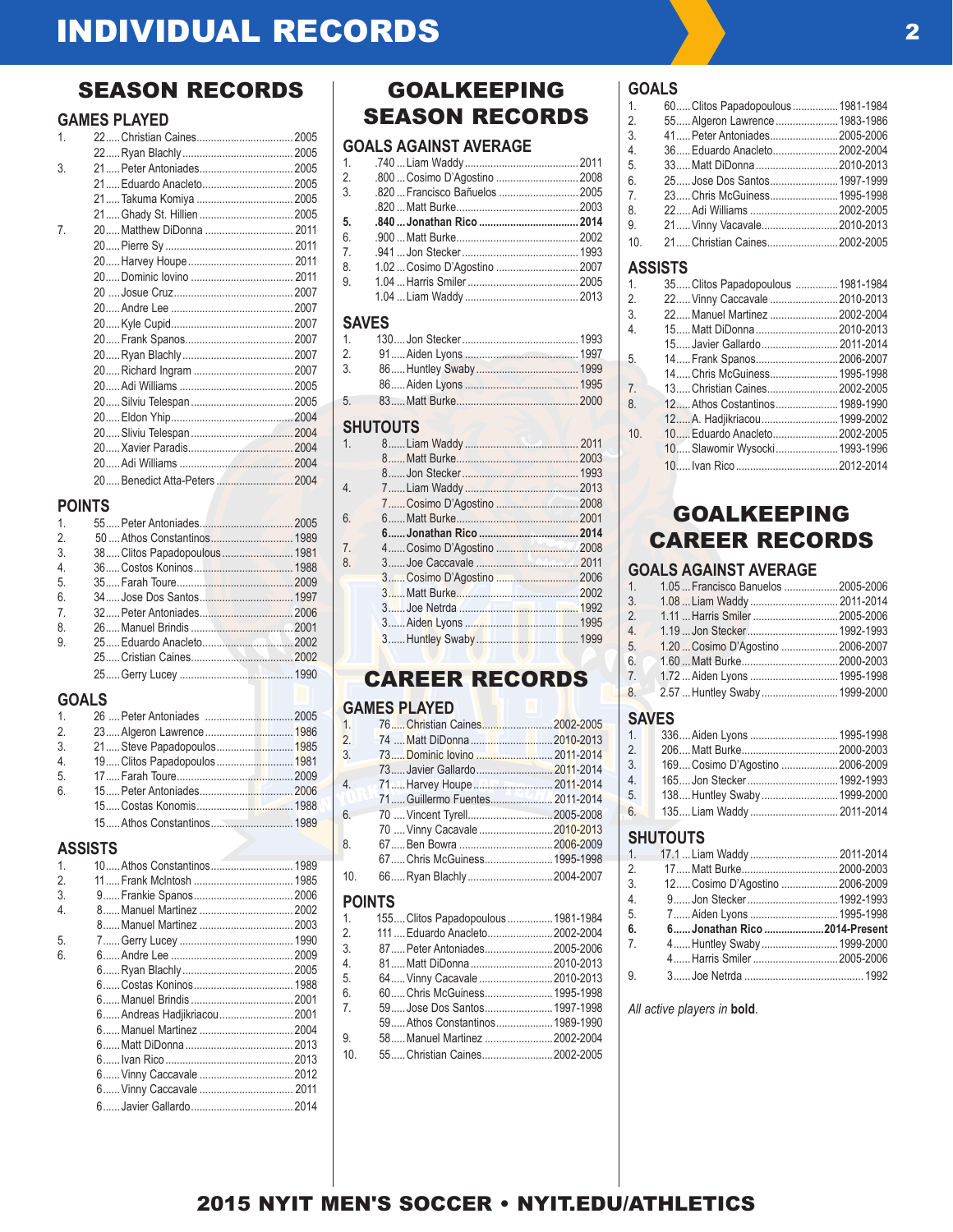# INDIVIDUAL RECORDS

## SEASON RECORDS

### GAMES PLAYED

| Rank | No. | Player | Year |
|---|---|---|---|
| 1. | 22 | Christian Caines | 2005 |
| | 22 | Ryan Blachly | 2005 |
| 3. | 21 | Peter Antoniades | 2005 |
| | 21 | Eduardo Anacleto | 2005 |
| | 21 | Takuma Komiya | 2005 |
| | 21 | Ghady St. Hillien | 2005 |
| 7. | 20 | Matthew DiDonna | 2011 |
| | 20 | Pierre Sy | 2011 |
| | 20 | Harvey Houpe | 2011 |
| | 20 | Dominic Iovino | 2011 |
| | 20 | Josue Cruz | 2007 |
| | 20 | Andre Lee | 2007 |
| | 20 | Kyle Cupid | 2007 |
| | 20 | Frank Spanos | 2007 |
| | 20 | Ryan Blachly | 2007 |
| | 20 | Richard Ingram | 2007 |
| | 20 | Adi Williams | 2005 |
| | 20 | Silviu Telespan | 2005 |
| | 20 | Eldon Yhip | 2004 |
| | 20 | Sliviu Telespan | 2004 |
| | 20 | Xavier Paradis | 2004 |
| | 20 | Adi Williams | 2004 |
| | 20 | Benedict Atta-Peters | 2004 |

### POINTS

| Rank | No. | Player | Year |
|---|---|---|---|
| 1. | 55 | Peter Antoniades | 2005 |
| 2. | 50 | Athos Constantinos | 1989 |
| 3. | 38 | Clitos Papadopoulous | 1981 |
| 4. | 36 | Costos Koninos | 1988 |
| 5. | 35 | Farah Toure | 2009 |
| 6. | 34 | Jose Dos Santos | 1997 |
| 7. | 32 | Peter Antoniades | 2006 |
| 8. | 26 | Manuel Brindis | 2001 |
| 9. | 25 | Eduardo Anacleto | 2002 |
| | 25 | Cristian Caines | 2002 |
| | 25 | Gerry Lucey | 1990 |

### GOALS

| Rank | No. | Player | Year |
|---|---|---|---|
| 1. | 26 | Peter Antoniades | 2005 |
| 2. | 23 | Algeron Lawrence | 1986 |
| 3. | 21 | Steve Papadopoulos | 1985 |
| 4. | 19 | Clitos Papadopoulos | 1981 |
| 5. | 17 | Farah Toure | 2009 |
| 6. | 15 | Peter Antoniades | 2006 |
| | 15 | Costas Konomis | 1988 |
| | 15 | Athos Constantinos | 1989 |

### ASSISTS

| Rank | No. | Player | Year |
|---|---|---|---|
| 1. | 10 | Athos Constantinos | 1989 |
| 2. | 11 | Frank McIntosh | 1985 |
| 3. | 9 | Frankie Spanos | 2006 |
| 4. | 8 | Manuel Martinez | 2002 |
| | 8 | Manuel Martinez | 2003 |
| 5. | 7 | Gerry Lucey | 1990 |
| 6. | 6 | Andre Lee | 2009 |
| | 6 | Ryan Blachly | 2005 |
| | 6 | Costas Koninos | 1988 |
| | 6 | Manuel Brindis | 2001 |
| | 6 | Andreas Hadjikriacou | 2001 |
| | 6 | Manuel Martinez | 2004 |
| | 6 | Matt DiDonna | 2013 |
| | 6 | Ivan Rico | 2013 |
| | 6 | Vinny Caccavale | 2012 |
| | 6 | Vinny Caccavale | 2011 |
| | 6 | Javier Gallardo | 2014 |

## GOALKEEPING SEASON RECORDS

### GOALS AGAINST AVERAGE

| Rank | GAA | Player | Year |
|---|---|---|---|
| 1. | .740 | Liam Waddy | 2011 |
| 2. | .800 | Cosimo D'Agostino | 2008 |
| 3. | .820 | Francisco Bañuelos | 2005 |
| | .820 | Matt Burke | 2003 |
| **5.** | **.840** | **Jonathan Rico** | **2014** |
| 6. | .900 | Matt Burke | 2002 |
| 7. | .941 | Jon Stecker | 1993 |
| 8. | 1.02 | Cosimo D'Agostino | 2007 |
| 9. | 1.04 | Harris Smiler | 2005 |
| | 1.04 | Liam Waddy | 2013 |

### SAVES

| Rank | No. | Player | Year |
|---|---|---|---|
| 1. | 130 | Jon Stecker | 1993 |
| 2. | 91 | Aiden Lyons | 1997 |
| 3. | 86 | Huntley Swaby | 1999 |
| | 86 | Aiden Lyons | 1995 |
| 5. | 83 | Matt Burke | 2000 |

### SHUTOUTS

| Rank | No. | Player | Year |
|---|---|---|---|
| 1. | 8 | Liam Waddy | 2011 |
| | 8 | Matt Burke | 2003 |
| | 8 | Jon Stecker | 1993 |
| 4. | 7 | Liam Waddy | 2013 |
| | 7 | Cosimo D'Agostino | 2008 |
| 6. | 6 | Matt Burke | 2001 |
| | **6** | **Jonathan Rico** | **2014** |
| 7. | 4 | Cosimo D'Agostino | 2008 |
| 8. | 3 | Joe Caccavale | 2011 |
| | 3 | Cosimo D'Agostino | 2006 |
| | 3 | Matt Burke | 2002 |
| | 3 | Joe Netrda | 1992 |
| | 3 | Aiden Lyons | 1995 |
| | 3 | Huntley Swaby | 1999 |

## CAREER RECORDS

### GAMES PLAYED

| Rank | No. | Player | Years |
|---|---|---|---|
| 1. | 76 | Christian Caines | 2002-2005 |
| 2. | 74 | Matt DiDonna | 2010-2013 |
| 3. | 73 | Dominic Iovino | 2011-2014 |
| | 73 | Javier Gallardo | 2011-2014 |
| 4. | 71 | Harvey Houpe | 2011-2014 |
| | 71 | Guillermo Fuentes | 2011-2014 |
| 6. | 70 | Vincent Tyrell | 2005-2008 |
| | 70 | Vinny Cacavale | 2010-2013 |
| 8. | 67 | Ben Bowra | 2006-2009 |
| | 67 | Chris McGuiness | 1995-1998 |
| 10. | 66 | Ryan Blachly | 2004-2007 |

### POINTS

| Rank | No. | Player | Years |
|---|---|---|---|
| 1. | 155 | Clitos Papadopoulous | 1981-1984 |
| 2. | 111 | Eduardo Anacleto | 2002-2004 |
| 3. | 87 | Peter Antoniades | 2005-2006 |
| 4. | 81 | Matt DiDonna | 2010-2013 |
| 5. | 64 | Vinny Cacavale | 2010-2013 |
| 6. | 60 | Chris McGuiness | 1995-1998 |
| 7. | 59 | Jose Dos Santos | 1997-1998 |
| | 59 | Athos Constantinos | 1989-1990 |
| 9. | 58 | Manuel Martinez | 2002-2004 |
| 10. | 55 | Christian Caines | 2002-2005 |

### GOALS

| Rank | No. | Player | Years |
|---|---|---|---|
| 1. | 60 | Clitos Papadopoulous | 1981-1984 |
| 2. | 55 | Algeron Lawrence | 1983-1986 |
| 3. | 41 | Peter Antoniades | 2005-2006 |
| 4. | 36 | Eduardo Anacleto | 2002-2004 |
| 5. | 33 | Matt DiDonna | 2010-2013 |
| 6. | 25 | Jose Dos Santos | 1997-1999 |
| 7. | 23 | Chris McGuiness | 1995-1998 |
| 8. | 22 | Adi Williams | 2002-2005 |
| 9. | 21 | Vinny Vacavale | 2010-2013 |
| 10. | 21 | Christian Caines | 2002-2005 |

### ASSISTS

| Rank | No. | Player | Years |
|---|---|---|---|
| 1. | 35 | Clitos Papadopoulous | 1981-1984 |
| 2. | 22 | Vinny Caccavale | 2010-2013 |
| 3. | 22 | Manuel Martinez | 2002-2004 |
| 4. | 15 | Matt DiDonna | 2010-2013 |
| | 15 | Javier Gallardo | 2011-2014 |
| 5. | 14 | Frank Spanos | 2006-2007 |
| | 14 | Chris McGuiness | 1995-1998 |
| 7. | 13 | Christian Caines | 2002-2005 |
| 8. | 12 | Athos Costantinos | 1989-1990 |
| | 12 | A. Hadjikriacou | 1999-2002 |
| 10. | 10 | Eduardo Anacleto | 2002-2005 |
| | 10 | Slawomir Wysocki | 1993-1996 |
| | 10 | Ivan Rico | 2012-2014 |

## GOALKEEPING CAREER RECORDS

### GOALS AGAINST AVERAGE

| Rank | GAA | Player | Years |
|---|---|---|---|
| 1. | 1.05 | Francisco Banuelos | 2005-2006 |
| 3. | 1.08 | Liam Waddy | 2011-2014 |
| 2. | 1.11 | Harris Smiler | 2005-2006 |
| 4. | 1.19 | Jon Stecker | 1992-1993 |
| 5. | 1.20 | Cosimo D'Agostino | 2006-2007 |
| 6. | 1.60 | Matt Burke | 2000-2003 |
| 7. | 1.72 | Aiden Lyons | 1995-1998 |
| 8. | 2.57 | Huntley Swaby | 1999-2000 |

### SAVES

| Rank | No. | Player | Years |
|---|---|---|---|
| 1. | 336 | Aiden Lyons | 1995-1998 |
| 2. | 206 | Matt Burke | 2000-2003 |
| 3. | 169 | Cosimo D'Agostino | 2006-2009 |
| 4. | 165 | Jon Stecker | 1992-1993 |
| 5. | 138 | Huntley Swaby | 1999-2000 |
| 6. | 135 | Liam Waddy | 2011-2014 |

### SHUTOUTS

| Rank | No. | Player | Years |
|---|---|---|---|
| 1. | 17.1 | Liam Waddy | 2011-2014 |
| 2. | 17 | Matt Burke | 2000-2003 |
| 3. | 12 | Cosimo D'Agostino | 2006-2009 |
| 4. | 9 | Jon Stecker | 1992-1993 |
| 5. | 7 | Aiden Lyons | 1995-1998 |
| **6.** | **6** | **Jonathan Rico** | **2014-Present** |
| 7. | 4 | Huntley Swaby | 1999-2000 |
| | 4 | Harris Smiler | 2005-2006 |
| 9. | 3 | Joe Netrda | 1992 |

*All active players in **bold**.*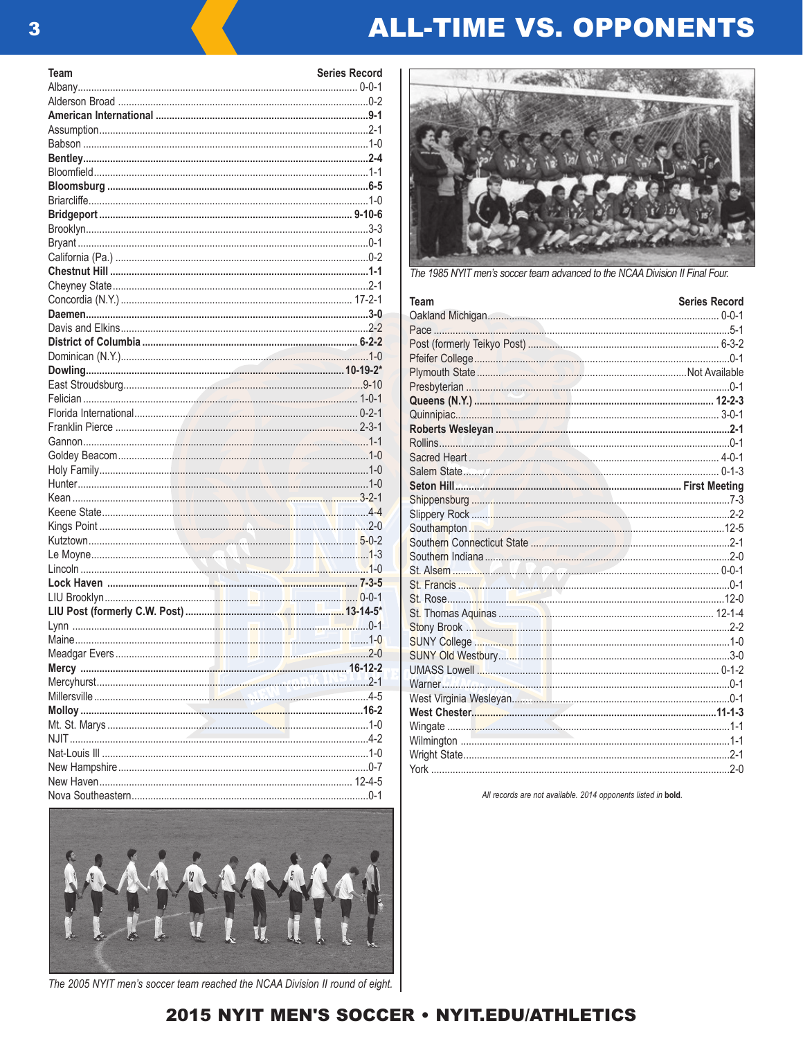# ALL-TIME VS. OPPONENTS

| Team | Series Record |
|---|---|
| Albany | 0-0-1 |
| Alderson Broad | 0-2 |
| **American International** | **9-1** |
| Assumption | 2-1 |
| Babson | 1-0 |
| **Bentley** | **2-4** |
| Bloomfield | 1-1 |
| **Bloomsburg** | **6-5** |
| Briarcliffe | 1-0 |
| **Bridgeport** | **9-10-6** |
| Brooklyn | 3-3 |
| Bryant | 0-1 |
| California (Pa.) | 0-2 |
| **Chestnut Hill** | **1-1** |
| Cheyney State | 2-1 |
| Concordia (N.Y.) | 17-2-1 |
| **Daemen** | **3-0** |
| Davis and Elkins | 2-2 |
| **District of Columbia** | **6-2-2** |
| Dominican (N.Y.) | 1-0 |
| **Dowling** | **10-19-2*** |
| East Stroudsburg | 9-10 |
| Felician | 1-0-1 |
| Florida International | 0-2-1 |
| Franklin Pierce | 2-3-1 |
| Gannon | 1-1 |
| Goldey Beacom | 1-0 |
| Holy Family | 1-0 |
| Hunter | 1-0 |
| Kean | 3-2-1 |
| Keene State | 4-4 |
| Kings Point | 2-0 |
| Kutztown | 5-0-2 |
| Le Moyne | 1-3 |
| Lincoln | 1-0 |
| **Lock Haven** | **7-3-5** |
| LIU Brooklyn | 0-0-1 |
| **LIU Post (formerly C.W. Post)** | **13-14-5*** |
| Lynn | 0-1 |
| Maine | 1-0 |
| Meadgar Evers | 2-0 |
| **Mercy** | **16-12-2** |
| Mercyhurst | 2-1 |
| Millersville | 4-5 |
| **Molloy** | **16-2** |
| Mt. St. Marys | 1-0 |
| NJIT | 4-2 |
| Nat-Louis Ill | 1-0 |
| New Hampshire | 0-7 |
| New Haven | 12-4-5 |
| Nova Southeastern | 0-1 |

The 2005 NYIT men's soccer team reached the NCAA Division II round of eight.

The 1985 NYIT men's soccer team advanced to the NCAA Division II Final Four.

| Team | Series Record |
|---|---|
| Oakland Michigan | 0-0-1 |
| Pace | 5-1 |
| Post (formerly Teikyo Post) | 6-3-2 |
| Pfeifer College | 0-1 |
| Plymouth State | Not Available |
| Presbyterian | 0-1 |
| **Queens (N.Y.)** | **12-2-3** |
| Quinnipiac | 3-0-1 |
| **Roberts Wesleyan** | **2-1** |
| Rollins | 0-1 |
| Sacred Heart | 4-0-1 |
| Salem State | 0-1-3 |
| **Seton Hill** | **First Meeting** |
| Shippensburg | 7-3 |
| Slippery Rock | 2-2 |
| Southampton | 12-5 |
| Southern Connecticut State | 2-1 |
| Southern Indiana | 2-0 |
| St. Alsem | 0-0-1 |
| St. Francis | 0-1 |
| St. Rose | 12-0 |
| St. Thomas Aquinas | 12-1-4 |
| Stony Brook | 2-2 |
| SUNY College | 1-0 |
| SUNY Old Westbury | 3-0 |
| UMASS Lowell | 0-1-2 |
| Warner | 0-1 |
| West Virginia Wesleyan | 0-1 |
| **West Chester** | **11-1-3** |
| Wingate | 1-1 |
| Wilmington | 1-1 |
| Wright State | 2-1 |
| York | 2-0 |

*All records are not available. 2014 opponents listed in **bold**.*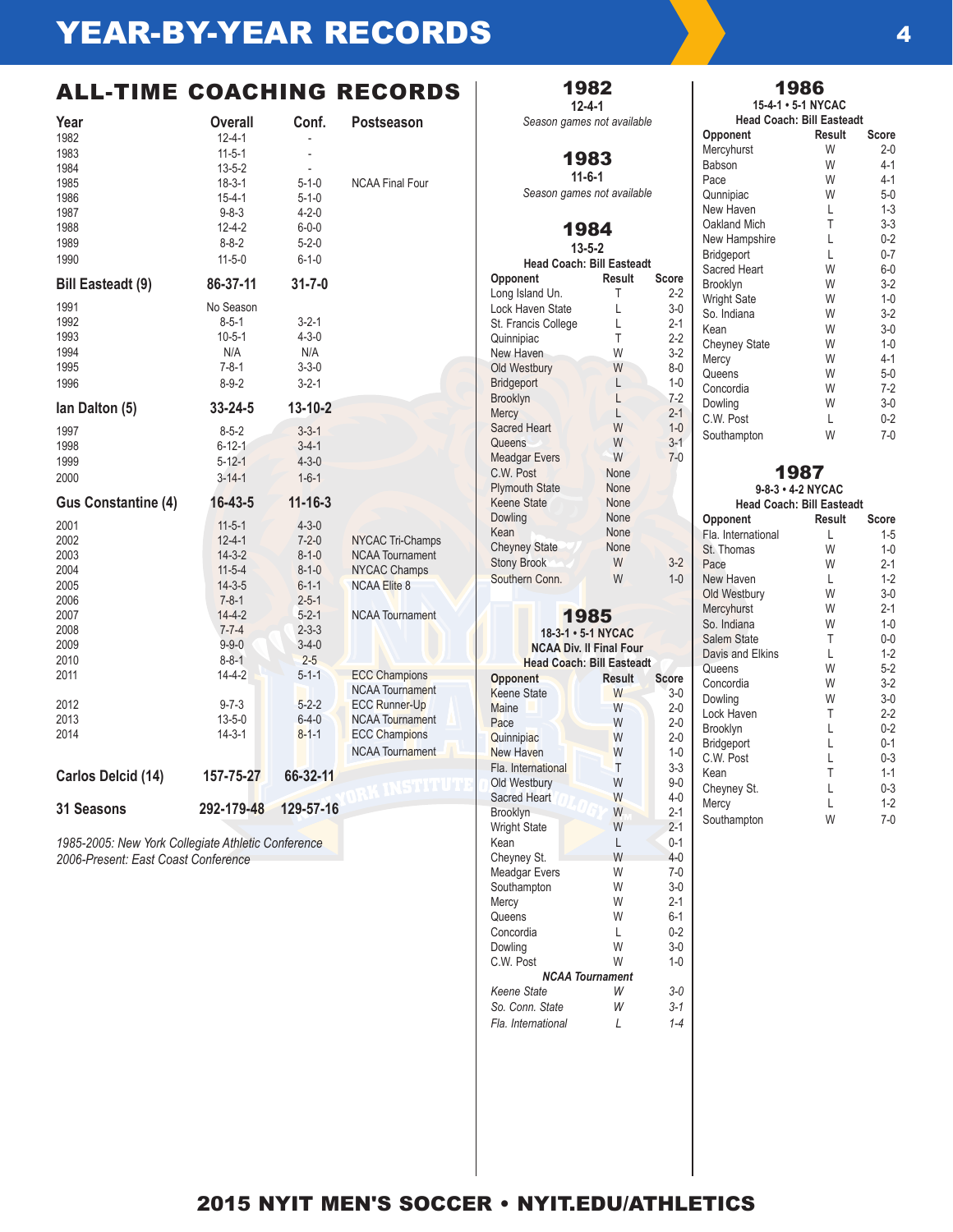# YEAR-BY-YEAR RECORDS

## ALL-TIME COACHING RECORDS

| Year | Overall | Conf. | Postseason |
|---|---|---|---|
| 1982 | 12-4-1 | - | |
| 1983 | 11-5-1 | - | |
| 1984 | 13-5-2 | - | |
| 1985 | 18-3-1 | 5-1-0 | NCAA Final Four |
| 1986 | 15-4-1 | 5-1-0 | |
| 1987 | 9-8-3 | 4-2-0 | |
| 1988 | 12-4-2 | 6-0-0 | |
| 1989 | 8-8-2 | 5-2-0 | |
| 1990 | 11-5-0 | 6-1-0 | |
| **Bill Easteadt (9)** | **86-37-11** | **31-7-0** | |
| 1991 | No Season | | |
| 1992 | 8-5-1 | 3-2-1 | |
| 1993 | 10-5-1 | 4-3-0 | |
| 1994 | N/A | N/A | |
| 1995 | 7-8-1 | 3-3-0 | |
| 1996 | 8-9-2 | 3-2-1 | |
| **Ian Dalton (5)** | **33-24-5** | **13-10-2** | |
| 1997 | 8-5-2 | 3-3-1 | |
| 1998 | 6-12-1 | 3-4-1 | |
| 1999 | 5-12-1 | 4-3-0 | |
| 2000 | 3-14-1 | 1-6-1 | |
| **Gus Constantine (4)** | **16-43-5** | **11-16-3** | |
| 2001 | 11-5-1 | 4-3-0 | |
| 2002 | 12-4-1 | 7-2-0 | NYCAC Tri-Champs |
| 2003 | 14-3-2 | 8-1-0 | NCAA Tournament |
| 2004 | 11-5-4 | 8-1-0 | NYCAC Champs |
| 2005 | 14-3-5 | 6-1-1 | NCAA Elite 8 |
| 2006 | 7-8-1 | 2-5-1 | |
| 2007 | 14-4-2 | 5-2-1 | NCAA Tournament |
| 2008 | 7-7-4 | 2-3-3 | |
| 2009 | 9-9-0 | 3-4-0 | |
| 2010 | 8-8-1 | 2-5 | |
| 2011 | 14-4-2 | 5-1-1 | ECC Champions, NCAA Tournament |
| 2012 | 9-7-3 | 5-2-2 | ECC Runner-Up |
| 2013 | 13-5-0 | 6-4-0 | NCAA Tournament |
| 2014 | 14-3-1 | 8-1-1 | ECC Champions, NCAA Tournament |
| **Carlos Delcid (14)** | **157-75-27** | **66-32-11** | |
| **31 Seasons** | **292-179-48** | **129-57-16** | |

*1985-2005: New York Collegiate Athletic Conference*
*2006-Present: East Coast Conference*

## 1982

**12-4-1**

*Season games not available*

## 1983

**11-6-1**

*Season games not available*

## 1984

**13-5-2**

**Head Coach: Bill Easteadt**

| Opponent | Result | Score |
|---|---|---|
| Long Island Un. | T | 2-2 |
| Lock Haven State | L | 3-0 |
| St. Francis College | L | 2-1 |
| Quinnipiac | T | 2-2 |
| New Haven | W | 3-2 |
| Old Westbury | W | 8-0 |
| Bridgeport | L | 1-0 |
| Brooklyn | L | 7-2 |
| Mercy | L | 2-1 |
| Sacred Heart | W | 1-0 |
| Queens | W | 3-1 |
| Meadgar Evers | W | 7-0 |
| C.W. Post | None | |
| Plymouth State | None | |
| Keene State | None | |
| Dowling | None | |
| Kean | None | |
| Cheyney State | None | |
| Stony Brook | W | 3-2 |
| Southern Conn. | W | 1-0 |

## 1985

**18-3-1 • 5-1 NYCAC**

**NCAA Div. II Final Four**

**Head Coach: Bill Easteadt**

| Opponent | Result | Score |
|---|---|---|
| Keene State | W | 3-0 |
| Maine | W | 2-0 |
| Pace | W | 2-0 |
| Quinnipiac | W | 2-0 |
| New Haven | W | 1-0 |
| Fla. International | T | 3-3 |
| Old Westbury | W | 9-0 |
| Sacred Heart | W | 4-0 |
| Brooklyn | W | 2-1 |
| Wright State | W | 2-1 |
| Kean | L | 0-1 |
| Cheyney St. | W | 4-0 |
| Meadgar Evers | W | 7-0 |
| Southampton | W | 3-0 |
| Mercy | W | 2-1 |
| Queens | W | 6-1 |
| Concordia | L | 0-2 |
| Dowling | W | 3-0 |
| C.W. Post | W | 1-0 |
| ***NCAA Tournament*** | | |
| *Keene State* | *W* | *3-0* |
| *So. Conn. State* | *W* | *3-1* |
| *Fla. International* | *L* | *1-4* |

## 1986

**15-4-1 • 5-1 NYCAC**

**Head Coach: Bill Easteadt**

| Opponent | Result | Score |
|---|---|---|
| Mercyhurst | W | 2-0 |
| Babson | W | 4-1 |
| Pace | W | 4-1 |
| Qunnipiac | W | 5-0 |
| New Haven | L | 1-3 |
| Oakland Mich | T | 3-3 |
| New Hampshire | L | 0-2 |
| Bridgeport | L | 0-7 |
| Sacred Heart | W | 6-0 |
| Brooklyn | W | 3-2 |
| Wright Sate | W | 1-0 |
| So. Indiana | W | 3-2 |
| Kean | W | 3-0 |
| Cheyney State | W | 1-0 |
| Mercy | W | 4-1 |
| Queens | W | 5-0 |
| Concordia | W | 7-2 |
| Dowling | W | 3-0 |
| C.W. Post | L | 0-2 |
| Southampton | W | 7-0 |

## 1987

**9-8-3 • 4-2 NYCAC**

**Head Coach: Bill Easteadt**

| Opponent | Result | Score |
|---|---|---|
| Fla. International | L | 1-5 |
| St. Thomas | W | 1-0 |
| Pace | W | 2-1 |
| New Haven | L | 1-2 |
| Old Westbury | W | 3-0 |
| Mercyhurst | W | 2-1 |
| So. Indiana | W | 1-0 |
| Salem State | T | 0-0 |
| Davis and Elkins | L | 1-2 |
| Queens | W | 5-2 |
| Concordia | W | 3-2 |
| Dowling | W | 3-0 |
| Lock Haven | T | 2-2 |
| Brooklyn | L | 0-2 |
| Bridgeport | L | 0-1 |
| C.W. Post | L | 0-3 |
| Kean | T | 1-1 |
| Cheyney St. | L | 0-3 |
| Mercy | L | 1-2 |
| Southampton | W | 7-0 |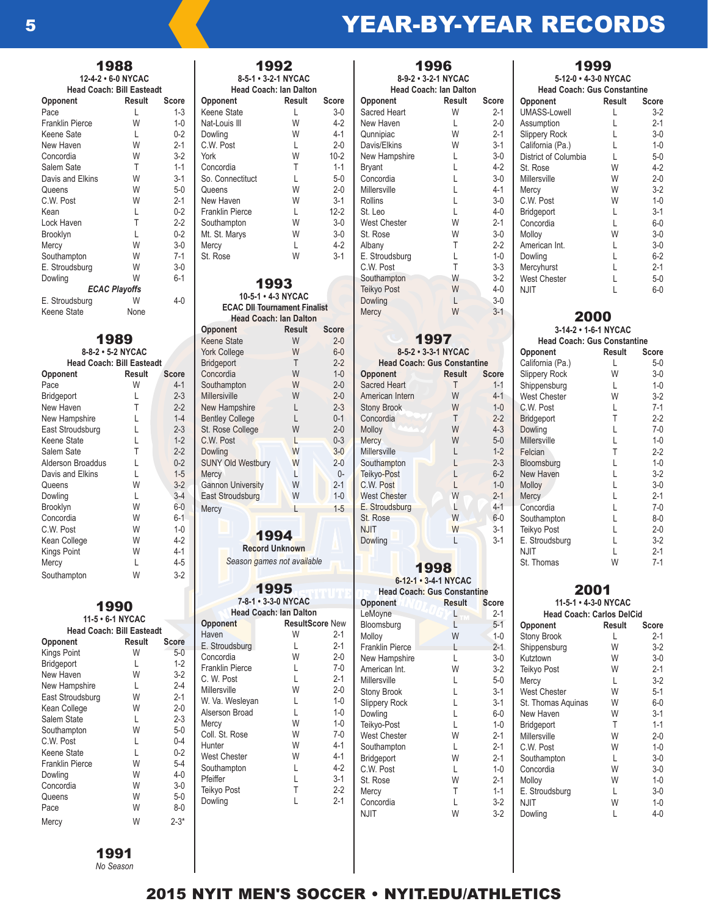# YEAR-BY-YEAR RECORDS

## 1988

**12-4-2 • 6-0 NYCAC**
**Head Coach: Bill Eastead**

| Opponent | Result | Score |
|---|---|---|
| Pace | L | 1-3 |
| Franklin Pierce | W | 1-0 |
| Keene Sate | L | 0-2 |
| New Haven | W | 2-1 |
| Concordia | W | 3-2 |
| Salem Sate | T | 1-1 |
| Davis and Elkins | W | 3-1 |
| Queens | W | 5-0 |
| C.W. Post | W | 2-1 |
| Kean | L | 0-2 |
| Lock Haven | T | 2-2 |
| Brooklyn | L | 0-2 |
| Mercy | W | 3-0 |
| Southampton | W | 7-1 |
| E. Stroudsburg | W | 3-0 |
| Dowling | W | 6-1 |
| *ECAC Playoffs* | | |
| E. Stroudsburg | W | 4-0 |
| Keene State | None | |

## 1989

**8-8-2 • 5-2 NYCAC**
**Head Coach: Bill Eastead**

| Opponent | Result | Score |
|---|---|---|
| Pace | W | 4-1 |
| Bridgeport | L | 2-3 |
| New Haven | T | 2-2 |
| New Hampshire | L | 1-4 |
| East Stroudsburg | L | 2-3 |
| Keene State | L | 1-2 |
| Salem Sate | T | 2-2 |
| Alderson Broaddus | L | 0-2 |
| Davis and Elkins | L | 1-5 |
| Queens | W | 3-2 |
| Dowling | L | 3-4 |
| Brooklyn | W | 6-0 |
| Concordia | W | 6-1 |
| C.W. Post | W | 1-0 |
| Kean College | W | 4-2 |
| Kings Point | W | 4-1 |
| Mercy | L | 4-5 |
| Southampton | W | 3-2 |

## 1990

**11-5 • 6-1 NYCAC**
**Head Coach: Bill Eastead**

| Opponent | Result | Score |
|---|---|---|
| Kings Point | W | 5-0 |
| Bridgeport | L | 1-2 |
| New Haven | W | 3-2 |
| New Hampshire | L | 2-4 |
| East Stroudsburg | W | 2-1 |
| Kean College | W | 2-0 |
| Salem State | L | 2-3 |
| Southampton | W | 5-0 |
| C.W. Post | L | 0-4 |
| Keene State | L | 0-2 |
| Franklin Pierce | W | 5-4 |
| Dowling | W | 4-0 |
| Concordia | W | 3-0 |
| Queens | W | 5-0 |
| Pace | W | 8-0 |
| Mercy | W | 2-3* |

## 1991

*No Season*

## 1992

**8-5-1 • 3-2-1 NYCAC**
**Head Coach: Ian Dalton**

| Opponent | Result | Score |
|---|---|---|
| Keene State | L | 3-0 |
| Nat-Louis III | W | 4-2 |
| Dowling | W | 4-1 |
| C.W. Post | L | 2-0 |
| York | W | 10-2 |
| Concordia | T | 1-1 |
| So. Connectituct | L | 5-0 |
| Queens | W | 2-0 |
| New Haven | W | 3-1 |
| Franklin Pierce | L | 12-2 |
| Southampton | W | 3-0 |
| Mt. St. Marys | W | 3-0 |
| Mercy | L | 4-2 |
| St. Rose | W | 3-1 |

## 1993

**10-5-1 • 4-3 NYCAC**
**ECAC DII Tournament Finalist**
**Head Coach: Ian Dalton**

| Opponent | Result | Score |
|---|---|---|
| Keene State | W | 2-0 |
| York College | W | 6-0 |
| Bridgeport | T | 2-2 |
| Concordia | W | 1-0 |
| Southampton | W | 2-0 |
| Millersville | W | 2-0 |
| New Hampshire | L | 2-3 |
| Bentley College | L | 0-1 |
| St. Rose College | W | 2-0 |
| C.W. Post | L | 0-3 |
| Dowling | W | 3-0 |
| SUNY Old Westbury | W | 2-0 |
| Mercy | L | 0- |
| Gannon University | W | 2-1 |
| East Stroudsburg | W | 1-0 |
| Mercy | L | 1-5 |

## 1994

**Record Unknown**
*Season games not available*

## 1995

**7-8-1 • 3-3-0 NYCAC**
**Head Coach: Ian Dalton**

| Opponent | Result | Score |
|---|---|---|
| New Haven | W | 2-1 |
| E. Stroudsburg | L | 2-1 |
| Concordia | W | 2-0 |
| Franklin Pierce | L | 7-0 |
| C. W. Post | L | 2-1 |
| Millersville | W | 2-0 |
| W. Va. Wesleyan | L | 1-0 |
| Alserson Broad | L | 1-0 |
| Mercy | W | 1-0 |
| Coll. St. Rose | W | 7-0 |
| Hunter | W | 4-1 |
| West Chester | W | 4-1 |
| Southampton | L | 4-2 |
| Pfeiffer | L | 3-1 |
| Teikyo Post | T | 2-2 |
| Dowling | L | 2-1 |

## 1996

**8-9-2 • 3-2-1 NYCAC**
**Head Coach: Ian Dalton**

| Opponent | Result | Score |
|---|---|---|
| Sacred Heart | W | 2-1 |
| New Haven | L | 2-0 |
| Qunnipiac | W | 2-1 |
| Davis/Elkins | W | 3-1 |
| New Hampshire | L | 3-0 |
| Bryant | L | 4-2 |
| Concordia | L | 3-0 |
| Millersville | L | 4-1 |
| Rollins | L | 3-0 |
| St. Leo | L | 4-0 |
| West Chester | W | 2-1 |
| St. Rose | W | 3-0 |
| Albany | T | 2-2 |
| E. Stroudsburg | L | 1-0 |
| C.W. Post | T | 3-3 |
| Southampton | W | 3-2 |
| Teikyo Post | W | 4-0 |
| Dowling | L | 3-0 |
| Mercy | W | 3-1 |

## 1997

**8-5-2 • 3-3-1 NYCAC**
**Head Coach: Gus Constantine**

| Opponent | Result | Score |
|---|---|---|
| Sacred Heart | T | 1-1 |
| New Haven | W | 4-1 |
| Stony Brook | W | 1-0 |
| Concordia | T | 2-2 |
| Molloy | W | 4-3 |
| Mercy | W | 5-0 |
| Millersville | L | 1-2 |
| Southampton | L | 2-3 |
| Teikyo-Post | L | 6-2 |
| C.W. Post | L | 1-0 |
| West Chester | W | 2-1 |
| E. Stroudsburg | L | 4-1 |
| St. Rose | W | 6-0 |
| NJIT | W | 3-1 |
| Dowling | L | 3-1 |

## 1998

**6-12-1 • 3-4-1 NYCAC**
**Head Coach: Gus Constantine**

| Opponent | Result | Score |
|---|---|---|
| LeMoyne | L | 2-1 |
| Bloomsburg | L | 5-1 |
| Molloy | W | 1-0 |
| Franklin Pierce | L | 2-1 |
| New Hampshire | L | 3-0 |
| American Int. | W | 3-2 |
| Millersville | L | 5-0 |
| Stony Brook | L | 3-1 |
| Slippery Rock | L | 3-1 |
| Dowling | L | 6-0 |
| Teikyo-Post | L | 1-0 |
| West Chester | W | 2-1 |
| Southampton | L | 2-1 |
| Bridgeport | W | 2-1 |
| C.W. Post | L | 1-0 |
| St. Rose | W | 2-1 |
| Mercy | T | 1-1 |
| Concordia | L | 3-2 |
| NJIT | W | 3-2 |

## 1999

**5-12-0 • 4-3-0 NYCAC**
**Head Coach: Gus Constantine**

| Opponent | Result | Score |
|---|---|---|
| UMASS-Lowell | L | 3-2 |
| Assumption | L | 2-1 |
| Slippery Rock | L | 3-0 |
| California (Pa.) | L | 1-0 |
| District of Columbia | L | 5-0 |
| St. Rose | W | 4-2 |
| Millersville | W | 2-0 |
| Mercy | W | 3-2 |
| C.W. Post | W | 1-0 |
| Bridgeport | L | 3-1 |
| Concordia | L | 6-0 |
| Molloy | W | 3-0 |
| American Int. | L | 3-0 |
| Dowling | L | 6-2 |
| Mercyhurst | L | 2-1 |
| West Chester | L | 5-0 |
| NJIT | L | 6-0 |

## 2000

**3-14-2 • 1-6-1 NYCAC**
**Head Coach: Gus Constantine**

| Opponent | Result | Score |
|---|---|---|
| California (Pa.) | L | 5-0 |
| Slippery Rock | W | 3-0 |
| Shippensburg | L | 1-0 |
| West Chester | W | 3-2 |
| C.W. Post | L | 7-1 |
| Bridgeport | T | 2-2 |
| Dowling | L | 7-0 |
| Millersville | L | 1-0 |
| Felcian | T | 2-2 |
| Bloomsburg | L | 1-0 |
| New Haven | L | 3-2 |
| Molloy | L | 3-0 |
| Mercy | L | 2-1 |
| Concordia | L | 7-0 |
| Southampton | L | 8-0 |
| Teikyo Post | L | 2-0 |
| E. Stroudsburg | L | 3-2 |
| NJIT | L | 2-1 |
| St. Thomas | W | 7-1 |

## 2001

**11-5-1 • 4-3-0 NYCAC**
**Head Coach: Carlos DelCid**

| Opponent | Result | Score |
|---|---|---|
| Stony Brook | L | 2-1 |
| Shippensburg | W | 3-2 |
| Kutztown | W | 3-0 |
| Teikyo Post | W | 2-1 |
| Mercy | L | 3-2 |
| West Chester | W | 5-1 |
| St. Thomas Aquinas | W | 6-0 |
| New Haven | W | 3-1 |
| Bridgeport | T | 1-1 |
| Millersville | W | 2-0 |
| C.W. Post | W | 1-0 |
| Southampton | L | 3-0 |
| Concordia | W | 3-0 |
| Molloy | W | 1-0 |
| E. Stroudsburg | L | 3-0 |
| NJIT | W | 1-0 |
| Dowling | L | 4-0 |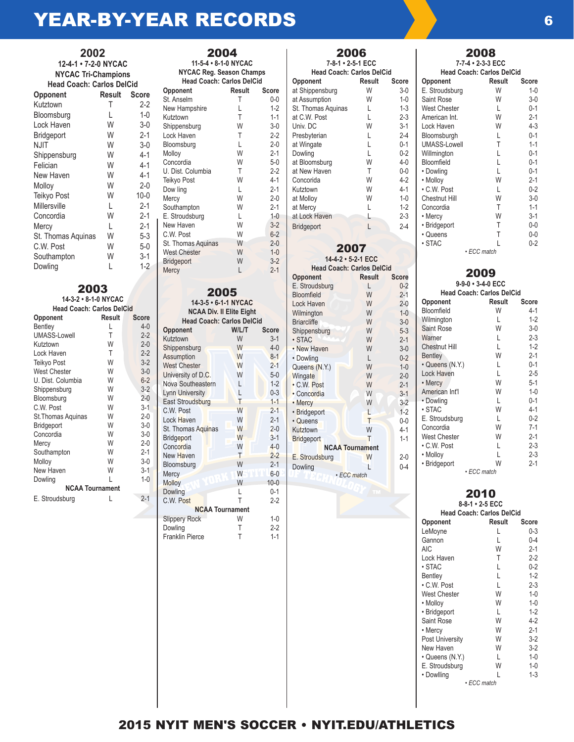# YEAR-BY-YEAR RECORDS

## 2002

**12-4-1 • 7-2-0 NYCAC**
**NYCAC Tri-Champions**
**Head Coach: Carlos DelCid**

| Opponent | Result | Score |
|---|---|---|
| Kutztown | T | 2-2 |
| Bloomsburg | L | 1-0 |
| Lock Haven | W | 3-0 |
| Bridgeport | W | 2-1 |
| NJIT | W | 3-0 |
| Shippensburg | W | 4-1 |
| Felician | W | 4-1 |
| New Haven | W | 4-1 |
| Molloy | W | 2-0 |
| Teikyo Post | W | 10-0 |
| Millersville | L | 2-1 |
| Concordia | W | 2-1 |
| Mercy | L | 2-1 |
| St. Thomas Aquinas | W | 5-3 |
| C.W. Post | W | 5-0 |
| Southampton | W | 3-1 |
| Dowling | L | 1-2 |

## 2003

**14-3-2 • 8-1-0 NYCAC**
**Head Coach: Carlos DelCid**

| Opponent | Result | Score |
|---|---|---|
| Bentley | L | 4-0 |
| UMASS-Lowell | T | 2-2 |
| Kutztown | W | 2-0 |
| Lock Haven | T | 2-2 |
| Teikyo Post | W | 3-2 |
| West Chester | W | 3-0 |
| U. Dist. Columbia | W | 6-2 |
| Shippensburg | W | 3-2 |
| Bloomsburg | W | 2-0 |
| C.W. Post | W | 3-1 |
| St.Thomas Aquinas | W | 2-0 |
| Bridgeport | W | 3-0 |
| Concordia | W | 3-0 |
| Mercy | W | 2-0 |
| Southampton | W | 2-1 |
| Molloy | W | 3-0 |
| New Haven | W | 3-1 |
| Dowling | L | 1-0 |
| **NCAA Tournament** | | |
| E. Stroudsburg | L | 2-1 |

## 2004

**11-5-4 • 8-1-0 NYCAC**
**NYCAC Reg. Season Champs**
**Head Coach: Carlos DelCid**

| Opponent | Result | Score |
|---|---|---|
| St. Anselm | T | 0-0 |
| New Hampshire | L | 1-2 |
| Kutztown | T | 1-1 |
| Shippensburg | W | 3-0 |
| Lock Haven | T | 2-2 |
| Bloomsburg | L | 2-0 |
| Molloy | W | 2-1 |
| Concordia | W | 5-0 |
| U. Dist. Columbia | T | 2-2 |
| Teikyo Post | W | 4-1 |
| Dow ling | L | 2-1 |
| Mercy | W | 2-0 |
| Southampton | W | 2-1 |
| E. Stroudsburg | L | 1-0 |
| New Haven | W | 3-2 |
| C.W. Post | W | 6-2 |
| St. Thomas Aquinas | W | 2-0 |
| West Chester | W | 1-0 |
| Bridgeport | W | 3-2 |
| Mercy | L | 2-1 |

## 2005

**14-3-5 • 6-1-1 NYCAC**
**NCAA Div. II Elite Eight**
**Head Coach: Carlos DelCid**

| Opponent | W/L/T | Score |
|---|---|---|
| Kutztown | W | 3-1 |
| Shippensburg | W | 4-0 |
| Assumption | W | 8-1 |
| West Chester | W | 2-1 |
| University of D.C. | W | 5-0 |
| Nova Southeastern | L | 1-2 |
| Lynn University | L | 0-3 |
| East Stroudsburg | T | 1-1 |
| C.W. Post | W | 2-1 |
| Lock Haven | W | 2-1 |
| St. Thomas Aquinas | W | 2-0 |
| Bridgeport | W | 3-1 |
| Concordia | W | 4-0 |
| New Haven | T | 2-2 |
| Bloomsburg | W | 2-1 |
| Mercy | W | 6-0 |
| Molloy | W | 10-0 |
| Dowling | L | 0-1 |
| C.W. Post | T | 2-2 |
| **NCAA Tournament** | | |
| Slippery Rock | W | 1-0 |
| Dowling | T | 2-2 |
| Franklin Pierce | T | 1-1 |

## 2006

**7-8-1 • 2-5-1 ECC**
**Head Coach: Carlos DelCid**

| Opponent | Result | Score |
|---|---|---|
| at Shippensburg | W | 3-0 |
| at Assumption | W | 1-0 |
| St. Thomas Aquinas | L | 1-3 |
| at C.W. Post | L | 2-3 |
| Univ. DC | W | 3-1 |
| Presbyterian | L | 2-4 |
| at Wingate | L | 0-1 |
| Dowling | L | 0-2 |
| at Bloomsburg | W | 4-0 |
| at New Haven | T | 0-0 |
| Concordia | W | 4-2 |
| Kutztown | W | 4-1 |
| at Molloy | W | 1-0 |
| at Mercy | L | 1-2 |
| at Lock Haven | L | 2-3 |
| Bridgeport | L | 2-4 |

## 2007

**14-4-2 • 5-2-1 ECC**
**Head Coach: Carlos DelCid**

| Opponent | Result | Score |
|---|---|---|
| E. Stroudsburg | L | 0-2 |
| Bloomfield | W | 2-1 |
| Lock Haven | W | 2-0 |
| Wilmington | W | 1-0 |
| Briarcliffe | W | 3-0 |
| Shippensburg | W | 5-3 |
| • STAC | W | 2-1 |
| • New Haven | W | 3-0 |
| • Dowling | L | 0-2 |
| Queens (N.Y.) | W | 1-0 |
| Wingate | W | 2-0 |
| • C.W. Post | W | 2-1 |
| • Concordia | W | 3-1 |
| • Mercy | W | 3-2 |
| • Bridgeport | L | 1-2 |
| • Queens | T | 0-0 |
| Kutztown | W | 4-1 |
| Bridgeport | T | 1-1 |
| **NCAA Tournament** | | |
| E. Stroudsburg | W | 2-0 |
| Dowling | L | 0-4 |

*• ECC match*

## 2008

**7-7-4 • 2-3-3 ECC**
**Head Coach: Carlos DelCid**

| Opponent | Result | Score |
|---|---|---|
| E. Stroudsburg | W | 1-0 |
| Saint Rose | W | 3-0 |
| West Chester | L | 0-1 |
| American Int. | W | 2-1 |
| Lock Haven | W | 4-3 |
| Bloomsburgh | L | 0-1 |
| UMASS-Lowell | T | 1-1 |
| Willmington | L | 0-1 |
| Bloomfield | L | 0-1 |
| • Dowling | L | 0-1 |
| • Molloy | W | 2-1 |
| • C.W. Post | L | 0-2 |
| Chestnut Hill | W | 3-0 |
| Concordia | T | 1-1 |
| • Mercy | W | 3-1 |
| • Bridgeport | T | 0-0 |
| • Queens | T | 0-0 |
| • STAC | L | 0-2 |

*• ECC match*

## 2009

**9-9-0 • 3-4-0 ECC**
**Head Coach: Carlos DelCid**

| Opponent | Result | Score |
|---|---|---|
| Bloomfield | W | 4-1 |
| Wilmington | L | 1-2 |
| Saint Rose | W | 3-0 |
| Warner | L | 2-3 |
| Chestnut Hill | L | 1-2 |
| Bentley | W | 2-1 |
| • Queens (N.Y.) | L | 0-1 |
| Lock Haven | L | 2-5 |
| • Mercy | W | 5-1 |
| American Int'l | W | 1-0 |
| • Dowling | L | 0-1 |
| • STAC | W | 4-1 |
| E. Stroudsburg | L | 0-2 |
| Concordia | W | 7-1 |
| West Chester | W | 2-1 |
| • C.W. Post | L | 2-3 |
| • Molloy | L | 2-3 |
| • Bridgeport | W | 2-1 |

*• ECC match*

## 2010

**8-8-1 • 2-5 ECC**
**Head Coach: Carlos DelCid**

| Opponent | Result | Score |
|---|---|---|
| LeMoyne | L | 0-3 |
| Gannon | L | 0-4 |
| AIC | W | 2-1 |
| Lock Haven | T | 2-2 |
| • STAC | L | 0-2 |
| Bentley | L | 1-2 |
| • C.W. Post | L | 2-3 |
| West Chester | W | 1-0 |
| • Molloy | W | 1-0 |
| • Bridgeport | L | 1-2 |
| Saint Rose | W | 4-2 |
| • Mercy | W | 2-1 |
| Post University | W | 3-2 |
| New Haven | W | 3-2 |
| • Queens (N.Y.) | L | 1-0 |
| E. Stroudsburg | W | 1-0 |
| • Dowlling | L | 1-3 |

*• ECC match*

**2015 NYIT MEN'S SOCCER • NYIT.EDU/ATHLETICS**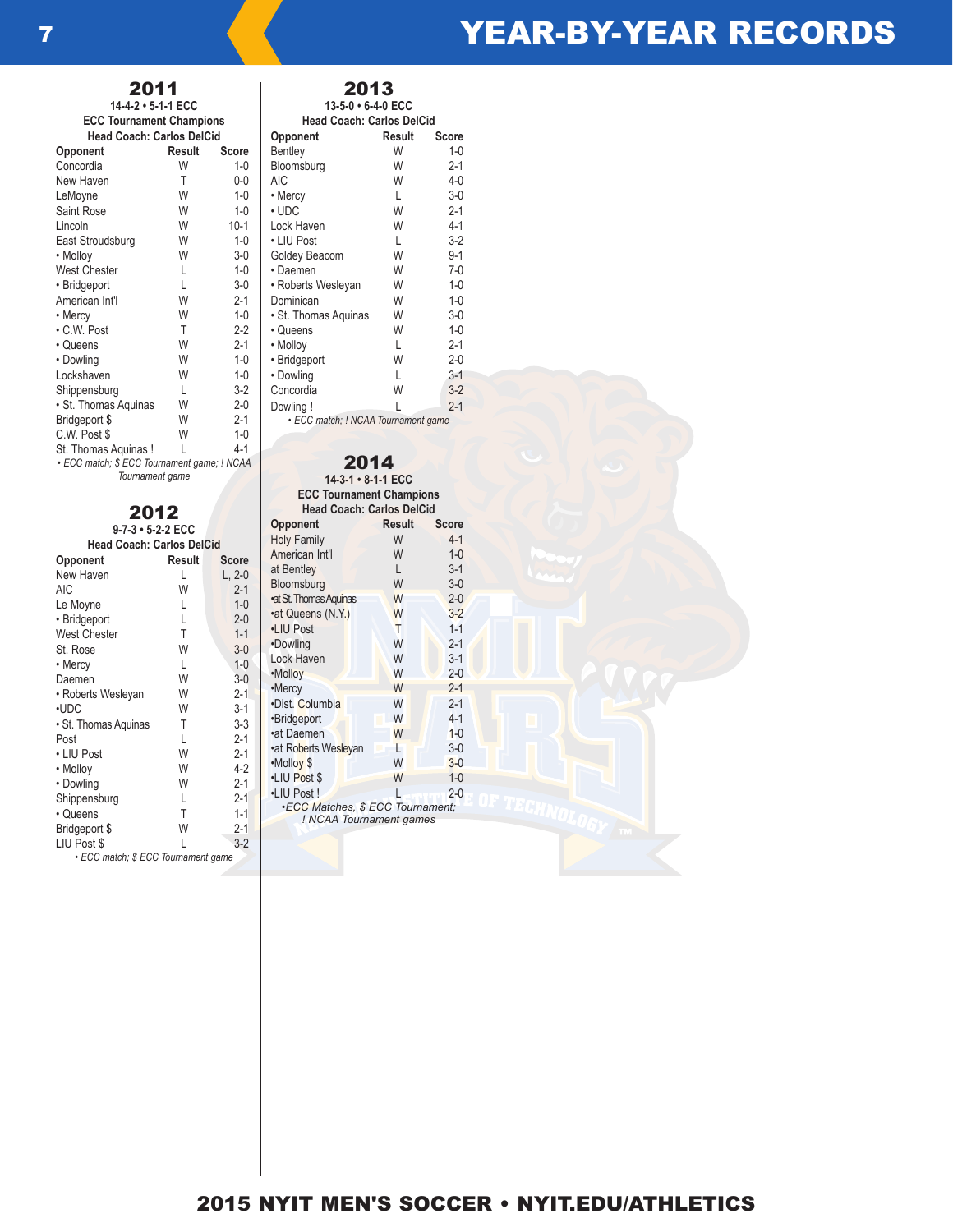# YEAR-BY-YEAR RECORDS

## 2011

**14-4-2 • 5-1-1 ECC**
**ECC Tournament Champions**
**Head Coach: Carlos DelCid**

| Opponent | Result | Score |
|---|---|---|
| Concordia | W | 1-0 |
| New Haven | T | 0-0 |
| LeMoyne | W | 1-0 |
| Saint Rose | W | 1-0 |
| Lincoln | W | 10-1 |
| East Stroudsburg | W | 1-0 |
| • Molloy | W | 3-0 |
| West Chester | L | 1-0 |
| • Bridgeport | L | 3-0 |
| American Int'l | W | 2-1 |
| • Mercy | W | 1-0 |
| • C.W. Post | T | 2-2 |
| • Queens | W | 2-1 |
| • Dowling | W | 1-0 |
| Lockshaven | W | 1-0 |
| Shippensburg | L | 3-2 |
| • St. Thomas Aquinas | W | 2-0 |
| Bridgeport $ | W | 2-1 |
| C.W. Post $ | W | 1-0 |
| St. Thomas Aquinas ! | L | 4-1 |

*• ECC match; $ ECC Tournament game; ! NCAA Tournament game*

## 2012

**9-7-3 • 5-2-2 ECC**
**Head Coach: Carlos DelCid**

| Opponent | Result | Score |
|---|---|---|
| New Haven | L | L, 2-0 |
| AIC | W | 2-1 |
| Le Moyne | L | 1-0 |
| • Bridgeport | L | 2-0 |
| West Chester | T | 1-1 |
| St. Rose | W | 3-0 |
| • Mercy | L | 1-0 |
| Daemen | W | 3-0 |
| • Roberts Wesleyan | W | 2-1 |
| •UDC | W | 3-1 |
| • St. Thomas Aquinas | T | 3-3 |
| Post | L | 2-1 |
| • LIU Post | W | 2-1 |
| • Molloy | W | 4-2 |
| • Dowling | W | 2-1 |
| Shippensburg | L | 2-1 |
| • Queens | T | 1-1 |
| Bridgeport $ | W | 2-1 |
| LIU Post $ | L | 3-2 |

*• ECC match; $ ECC Tournament game*

## 2013

**13-5-0 • 6-4-0 ECC**
**Head Coach: Carlos DelCid**

| Opponent | Result | Score |
|---|---|---|
| Bentley | W | 1-0 |
| Bloomsburg | W | 2-1 |
| AIC | W | 4-0 |
| • Mercy | L | 3-0 |
| • UDC | W | 2-1 |
| Lock Haven | W | 4-1 |
| • LIU Post | L | 3-2 |
| Goldey Beacom | W | 9-1 |
| • Daemen | W | 7-0 |
| • Roberts Wesleyan | W | 1-0 |
| Dominican | W | 1-0 |
| • St. Thomas Aquinas | W | 3-0 |
| • Queens | W | 1-0 |
| • Molloy | L | 2-1 |
| • Bridgeport | W | 2-0 |
| • Dowling | L | 3-1 |
| Concordia | W | 3-2 |
| Dowling ! | L | 2-1 |

*• ECC match; ! NCAA Tournament game*

## 2014

**14-3-1 • 8-1-1 ECC**
**ECC Tournament Champions**
**Head Coach: Carlos DelCid**

| Opponent | Result | Score |
|---|---|---|
| Holy Family | W | 4-1 |
| American Int'l | W | 1-0 |
| at Bentley | L | 3-1 |
| Bloomsburg | W | 3-0 |
| •at St. Thomas Aquinas | W | 2-0 |
| •at Queens (N.Y.) | W | 3-2 |
| •LIU Post | T | 1-1 |
| •Dowling | W | 2-1 |
| Lock Haven | W | 3-1 |
| •Molloy | W | 2-0 |
| •Mercy | W | 2-1 |
| •Dist. Columbia | W | 2-1 |
| •Bridgeport | W | 4-1 |
| •at Daemen | W | 1-0 |
| •at Roberts Wesleyan | L | 3-0 |
| •Molloy $ | W | 3-0 |
| •LIU Post $ | W | 1-0 |
| •LIU Post ! | L | 2-0 |

*•ECC Matches, $ ECC Tournament; ! NCAA Tournament games*